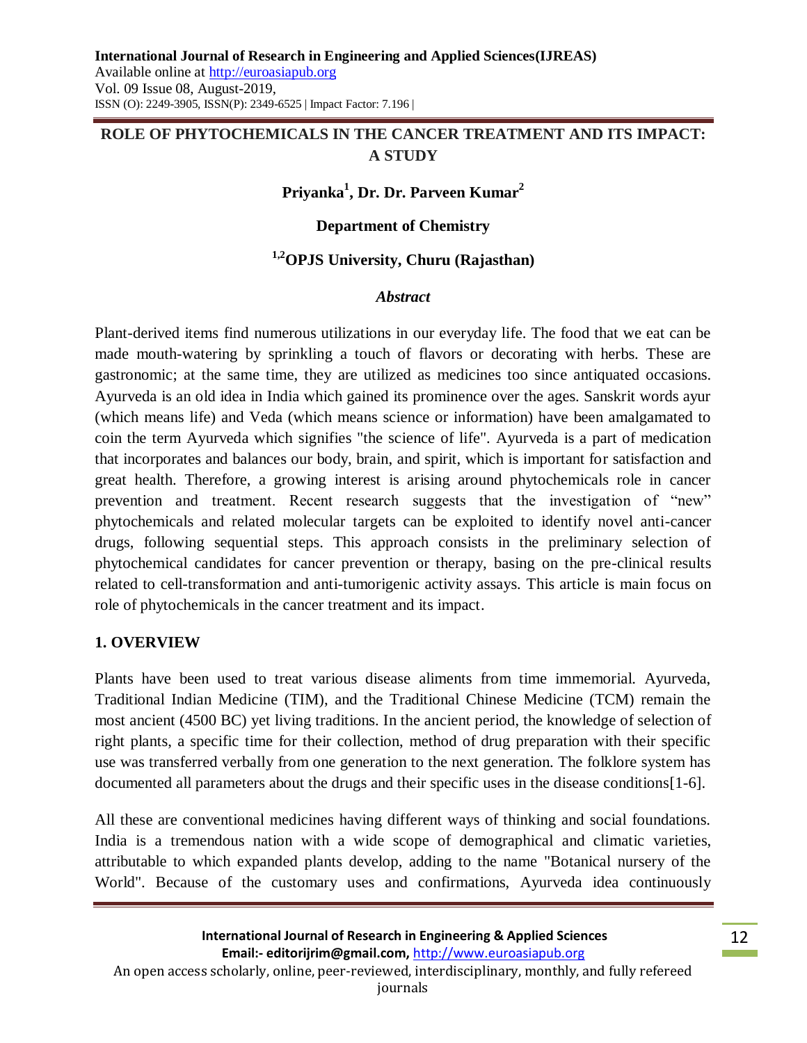# ROLE OF PHYTOCHEMICALS IN THE CANCER TREATMENT AND ITS IMPACT: A STUDY

**Priyanka[1], Dr. Dr. Parveen Kumar[2]**

**Department of Chemistry**

**[1,2]OPJS University, Churu (Rajasthan)**

***Abstract***

Plant-derived items find numerous utilizations in our everyday life. The food that we eat can be made mouth-watering by sprinkling a touch of flavors or decorating with herbs. These are gastronomic; at the same time, they are utilized as medicines too since antiquated occasions. Ayurveda is an old idea in India which gained its prominence over the ages. Sanskrit words ayur (which means life) and Veda (which means science or information) have been amalgamated to coin the term Ayurveda which signifies "the science of life". Ayurveda is a part of medication that incorporates and balances our body, brain, and spirit, which is important for satisfaction and great health. Therefore, a growing interest is arising around phytochemicals role in cancer prevention and treatment. Recent research suggests that the investigation of "new" phytochemicals and related molecular targets can be exploited to identify novel anti-cancer drugs, following sequential steps. This approach consists in the preliminary selection of phytochemical candidates for cancer prevention or therapy, basing on the pre-clinical results related to cell-transformation and anti-tumorigenic activity assays. This article is main focus on role of phytochemicals in the cancer treatment and its impact.

## 1. OVERVIEW

Plants have been used to treat various disease aliments from time immemorial. Ayurveda, Traditional Indian Medicine (TIM), and the Traditional Chinese Medicine (TCM) remain the most ancient (4500 BC) yet living traditions. In the ancient period, the knowledge of selection of right plants, a specific time for their collection, method of drug preparation with their specific use was transferred verbally from one generation to the next generation. The folklore system has documented all parameters about the drugs and their specific uses in the disease conditions[1-6].

All these are conventional medicines having different ways of thinking and social foundations. India is a tremendous nation with a wide scope of demographical and climatic varieties, attributable to which expanded plants develop, adding to the name "Botanical nursery of the World". Because of the customary uses and confirmations, Ayurveda idea continuously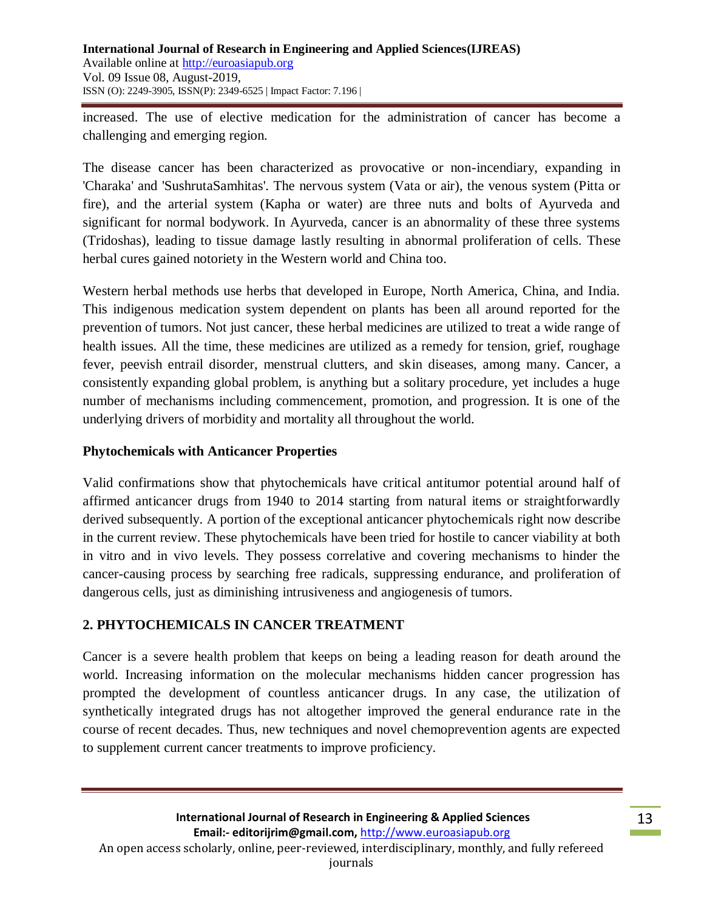increased. The use of elective medication for the administration of cancer has become a challenging and emerging region.

The disease cancer has been characterized as provocative or non-incendiary, expanding in 'Charaka' and 'SushrutaSamhitas'. The nervous system (Vata or air), the venous system (Pitta or fire), and the arterial system (Kapha or water) are three nuts and bolts of Ayurveda and significant for normal bodywork. In Ayurveda, cancer is an abnormality of these three systems (Tridoshas), leading to tissue damage lastly resulting in abnormal proliferation of cells. These herbal cures gained notoriety in the Western world and China too.

Western herbal methods use herbs that developed in Europe, North America, China, and India. This indigenous medication system dependent on plants has been all around reported for the prevention of tumors. Not just cancer, these herbal medicines are utilized to treat a wide range of health issues. All the time, these medicines are utilized as a remedy for tension, grief, roughage fever, peevish entrail disorder, menstrual clutters, and skin diseases, among many. Cancer, a consistently expanding global problem, is anything but a solitary procedure, yet includes a huge number of mechanisms including commencement, promotion, and progression. It is one of the underlying drivers of morbidity and mortality all throughout the world.

**Phytochemicals with Anticancer Properties**

Valid confirmations show that phytochemicals have critical antitumor potential around half of affirmed anticancer drugs from 1940 to 2014 starting from natural items or straightforwardly derived subsequently. A portion of the exceptional anticancer phytochemicals right now describe in the current review. These phytochemicals have been tried for hostile to cancer viability at both in vitro and in vivo levels. They possess correlative and covering mechanisms to hinder the cancer-causing process by searching free radicals, suppressing endurance, and proliferation of dangerous cells, just as diminishing intrusiveness and angiogenesis of tumors.

## 2. PHYTOCHEMICALS IN CANCER TREATMENT

Cancer is a severe health problem that keeps on being a leading reason for death around the world. Increasing information on the molecular mechanisms hidden cancer progression has prompted the development of countless anticancer drugs. In any case, the utilization of synthetically integrated drugs has not altogether improved the general endurance rate in the course of recent decades. Thus, new techniques and novel chemoprevention agents are expected to supplement current cancer treatments to improve proficiency.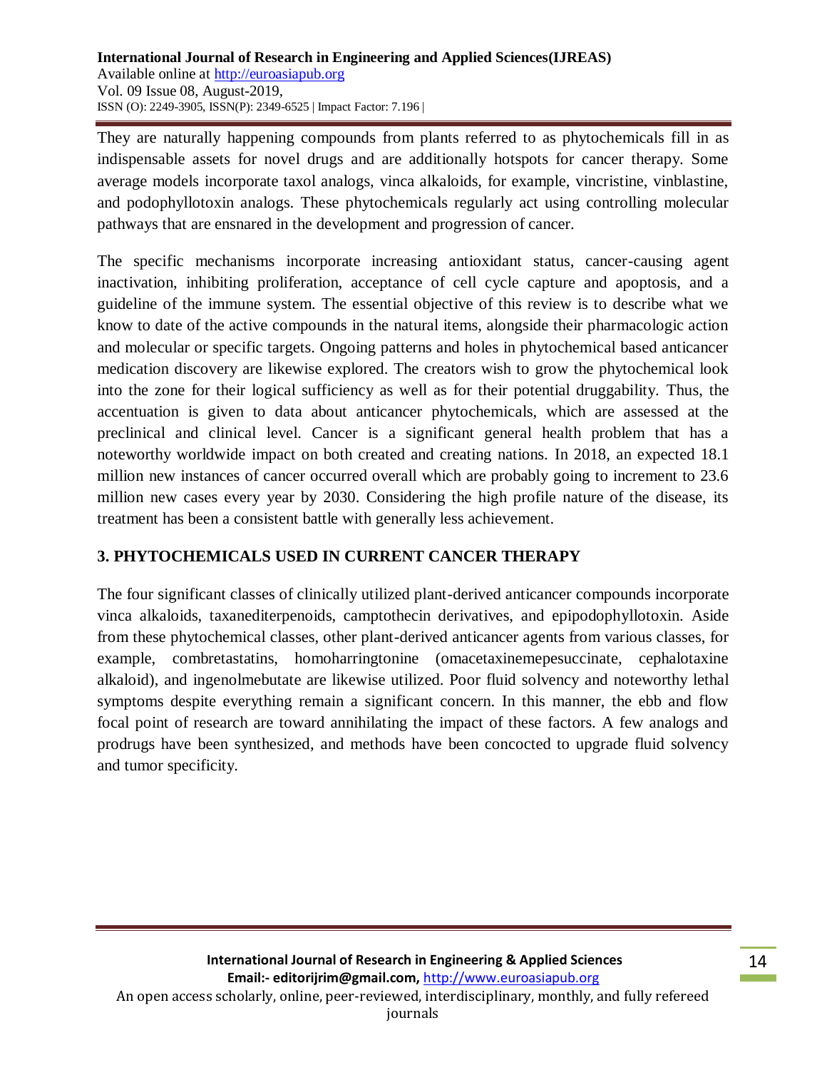They are naturally happening compounds from plants referred to as phytochemicals fill in as indispensable assets for novel drugs and are additionally hotspots for cancer therapy. Some average models incorporate taxol analogs, vinca alkaloids, for example, vincristine, vinblastine, and podophyllotoxin analogs. These phytochemicals regularly act using controlling molecular pathways that are ensnared in the development and progression of cancer.

The specific mechanisms incorporate increasing antioxidant status, cancer-causing agent inactivation, inhibiting proliferation, acceptance of cell cycle capture and apoptosis, and a guideline of the immune system. The essential objective of this review is to describe what we know to date of the active compounds in the natural items, alongside their pharmacologic action and molecular or specific targets. Ongoing patterns and holes in phytochemical based anticancer medication discovery are likewise explored. The creators wish to grow the phytochemical look into the zone for their logical sufficiency as well as for their potential druggability. Thus, the accentuation is given to data about anticancer phytochemicals, which are assessed at the preclinical and clinical level. Cancer is a significant general health problem that has a noteworthy worldwide impact on both created and creating nations. In 2018, an expected 18.1 million new instances of cancer occurred overall which are probably going to increment to 23.6 million new cases every year by 2030. Considering the high profile nature of the disease, its treatment has been a consistent battle with generally less achievement.

## 3. PHYTOCHEMICALS USED IN CURRENT CANCER THERAPY

The four significant classes of clinically utilized plant-derived anticancer compounds incorporate vinca alkaloids, taxanediterpenoids, camptothecin derivatives, and epipodophyllotoxin. Aside from these phytochemical classes, other plant-derived anticancer agents from various classes, for example, combretastatins, homoharringtonine (omacetaxinemepesuccinate, cephalotaxine alkaloid), and ingenolmebutate are likewise utilized. Poor fluid solvency and noteworthy lethal symptoms despite everything remain a significant concern. In this manner, the ebb and flow focal point of research are toward annihilating the impact of these factors. A few analogs and prodrugs have been synthesized, and methods have been concocted to upgrade fluid solvency and tumor specificity.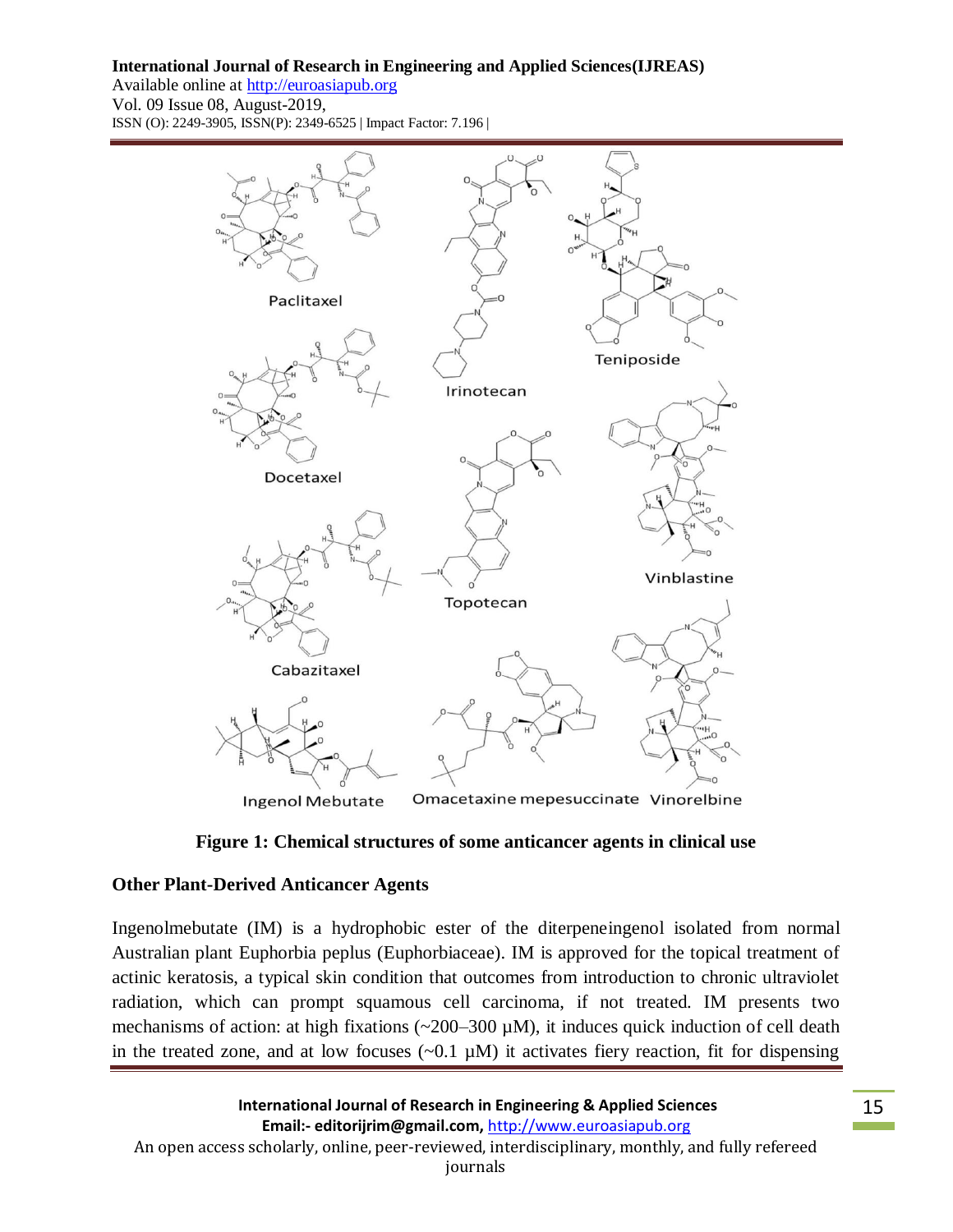Paclitaxel

Irinotecan

Teniposide

Docetaxel

Topotecan

Vinblastine

Cabazitaxel

Ingenol Mebutate

Omacetaxine mepesuccinate

Vinorelbine

**Figure 1: Chemical structures of some anticancer agents in clinical use**

## Other Plant-Derived Anticancer Agents

Ingenolmebutate (IM) is a hydrophobic ester of the diterpeneingenol isolated from normal Australian plant Euphorbia peplus (Euphorbiaceae). IM is approved for the topical treatment of actinic keratosis, a typical skin condition that outcomes from introduction to chronic ultraviolet radiation, which can prompt squamous cell carcinoma, if not treated. IM presents two mechanisms of action: at high fixations (~200–300 µM), it induces quick induction of cell death in the treated zone, and at low focuses (~0.1 µM) it activates fiery reaction, fit for dispensing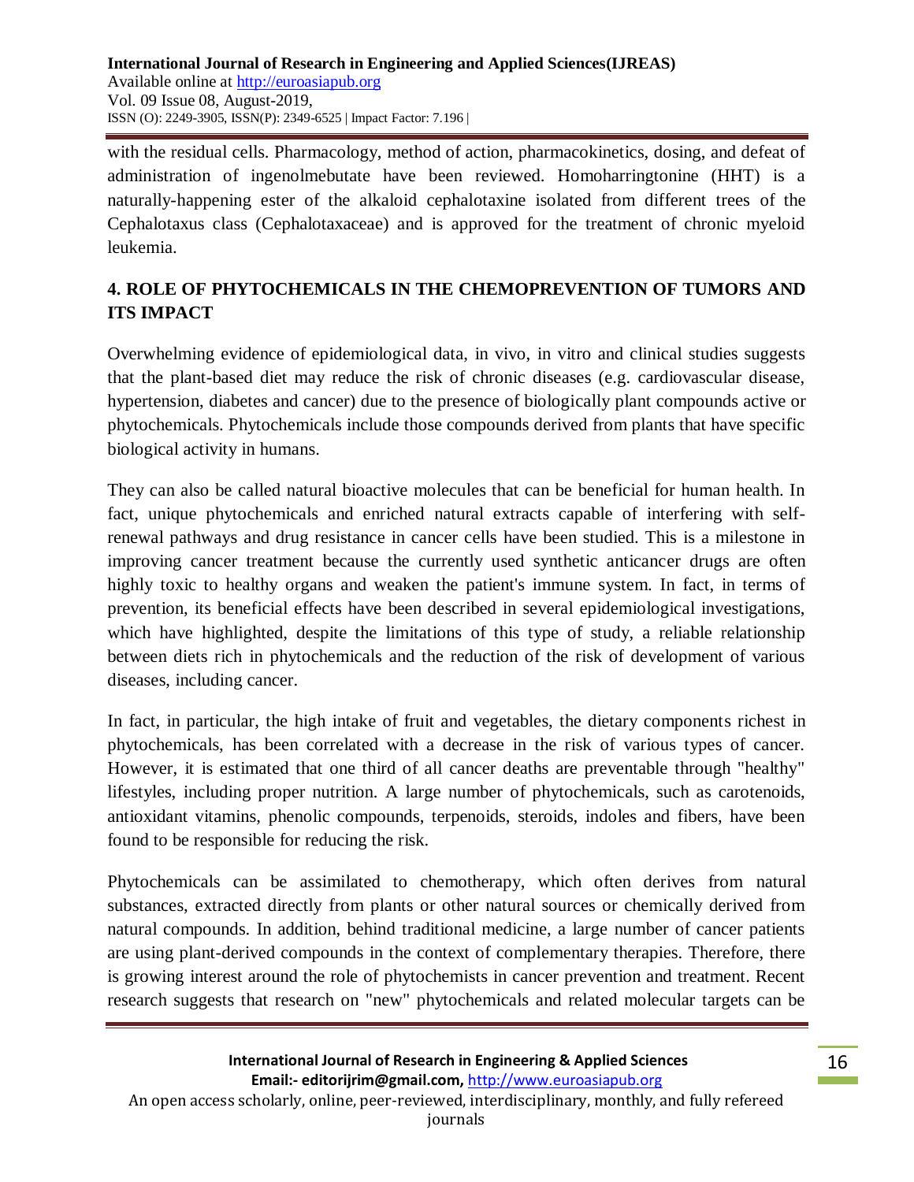with the residual cells. Pharmacology, method of action, pharmacokinetics, dosing, and defeat of administration of ingenolmebutate have been reviewed. Homoharringtonine (HHT) is a naturally-happening ester of the alkaloid cephalotaxine isolated from different trees of the Cephalotaxus class (Cephalotaxaceae) and is approved for the treatment of chronic myeloid leukemia.

## 4. ROLE OF PHYTOCHEMICALS IN THE CHEMOPREVENTION OF TUMORS AND ITS IMPACT

Overwhelming evidence of epidemiological data, in vivo, in vitro and clinical studies suggests that the plant-based diet may reduce the risk of chronic diseases (e.g. cardiovascular disease, hypertension, diabetes and cancer) due to the presence of biologically plant compounds active or phytochemicals. Phytochemicals include those compounds derived from plants that have specific biological activity in humans.

They can also be called natural bioactive molecules that can be beneficial for human health. In fact, unique phytochemicals and enriched natural extracts capable of interfering with self-renewal pathways and drug resistance in cancer cells have been studied. This is a milestone in improving cancer treatment because the currently used synthetic anticancer drugs are often highly toxic to healthy organs and weaken the patient's immune system. In fact, in terms of prevention, its beneficial effects have been described in several epidemiological investigations, which have highlighted, despite the limitations of this type of study, a reliable relationship between diets rich in phytochemicals and the reduction of the risk of development of various diseases, including cancer.

In fact, in particular, the high intake of fruit and vegetables, the dietary components richest in phytochemicals, has been correlated with a decrease in the risk of various types of cancer. However, it is estimated that one third of all cancer deaths are preventable through "healthy" lifestyles, including proper nutrition. A large number of phytochemicals, such as carotenoids, antioxidant vitamins, phenolic compounds, terpenoids, steroids, indoles and fibers, have been found to be responsible for reducing the risk.

Phytochemicals can be assimilated to chemotherapy, which often derives from natural substances, extracted directly from plants or other natural sources or chemically derived from natural compounds. In addition, behind traditional medicine, a large number of cancer patients are using plant-derived compounds in the context of complementary therapies. Therefore, there is growing interest around the role of phytochemists in cancer prevention and treatment. Recent research suggests that research on "new" phytochemicals and related molecular targets can be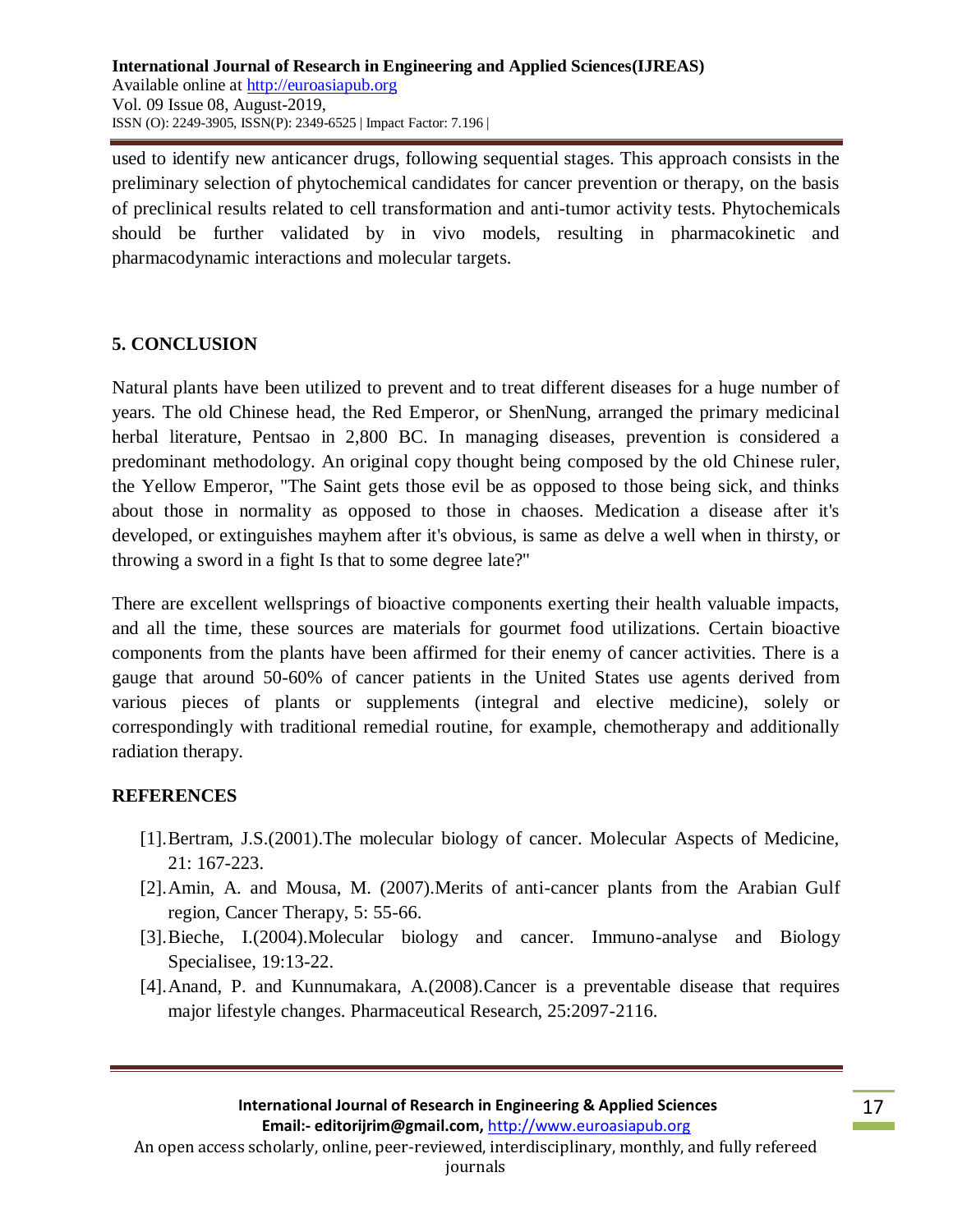used to identify new anticancer drugs, following sequential stages. This approach consists in the preliminary selection of phytochemical candidates for cancer prevention or therapy, on the basis of preclinical results related to cell transformation and anti-tumor activity tests. Phytochemicals should be further validated by in vivo models, resulting in pharmacokinetic and pharmacodynamic interactions and molecular targets.

## 5. CONCLUSION

Natural plants have been utilized to prevent and to treat different diseases for a huge number of years. The old Chinese head, the Red Emperor, or ShenNung, arranged the primary medicinal herbal literature, Pentsao in 2,800 BC. In managing diseases, prevention is considered a predominant methodology. An original copy thought being composed by the old Chinese ruler, the Yellow Emperor, "The Saint gets those evil be as opposed to those being sick, and thinks about those in normality as opposed to those in chaoses. Medication a disease after it's developed, or extinguishes mayhem after it's obvious, is same as delve a well when in thirsty, or throwing a sword in a fight Is that to some degree late?"

There are excellent wellsprings of bioactive components exerting their health valuable impacts, and all the time, these sources are materials for gourmet food utilizations. Certain bioactive components from the plants have been affirmed for their enemy of cancer activities. There is a gauge that around 50-60% of cancer patients in the United States use agents derived from various pieces of plants or supplements (integral and elective medicine), solely or correspondingly with traditional remedial routine, for example, chemotherapy and additionally radiation therapy.

## REFERENCES

[1]. Bertram, J.S.(2001).The molecular biology of cancer. Molecular Aspects of Medicine, 21: 167-223.

[2]. Amin, A. and Mousa, M. (2007).Merits of anti-cancer plants from the Arabian Gulf region, Cancer Therapy, 5: 55-66.

[3]. Bieche, I.(2004).Molecular biology and cancer. Immuno-analyse and Biology Specialisee, 19:13-22.

[4]. Anand, P. and Kunnumakara, A.(2008).Cancer is a preventable disease that requires major lifestyle changes. Pharmaceutical Research, 25:2097-2116.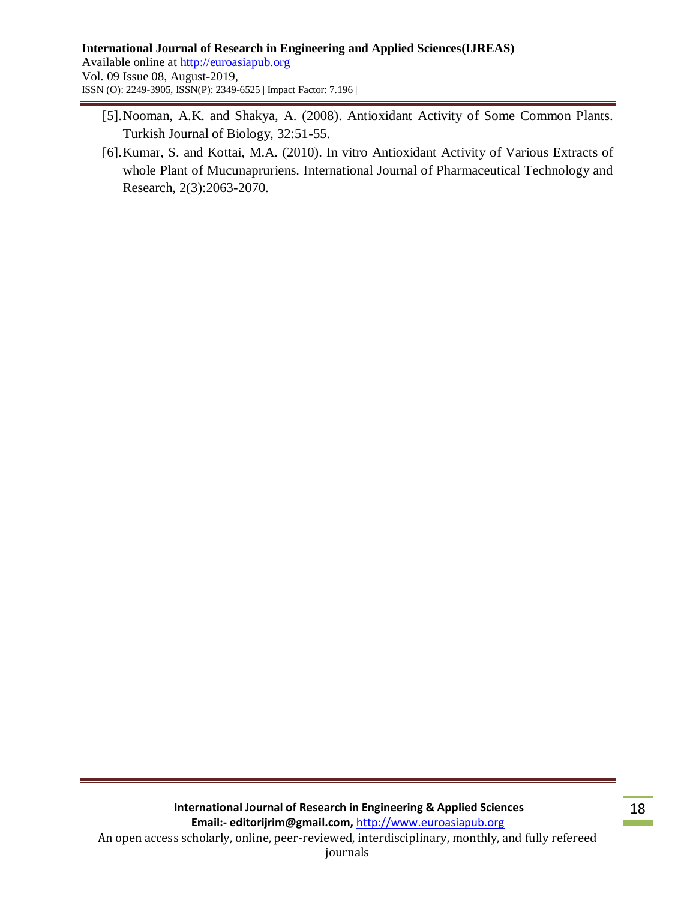[5]. Nooman, A.K. and Shakya, A. (2008). Antioxidant Activity of Some Common Plants. Turkish Journal of Biology, 32:51-55.

[6]. Kumar, S. and Kottai, M.A. (2010). In vitro Antioxidant Activity of Various Extracts of whole Plant of Mucunapruriens. International Journal of Pharmaceutical Technology and Research, 2(3):2063-2070.